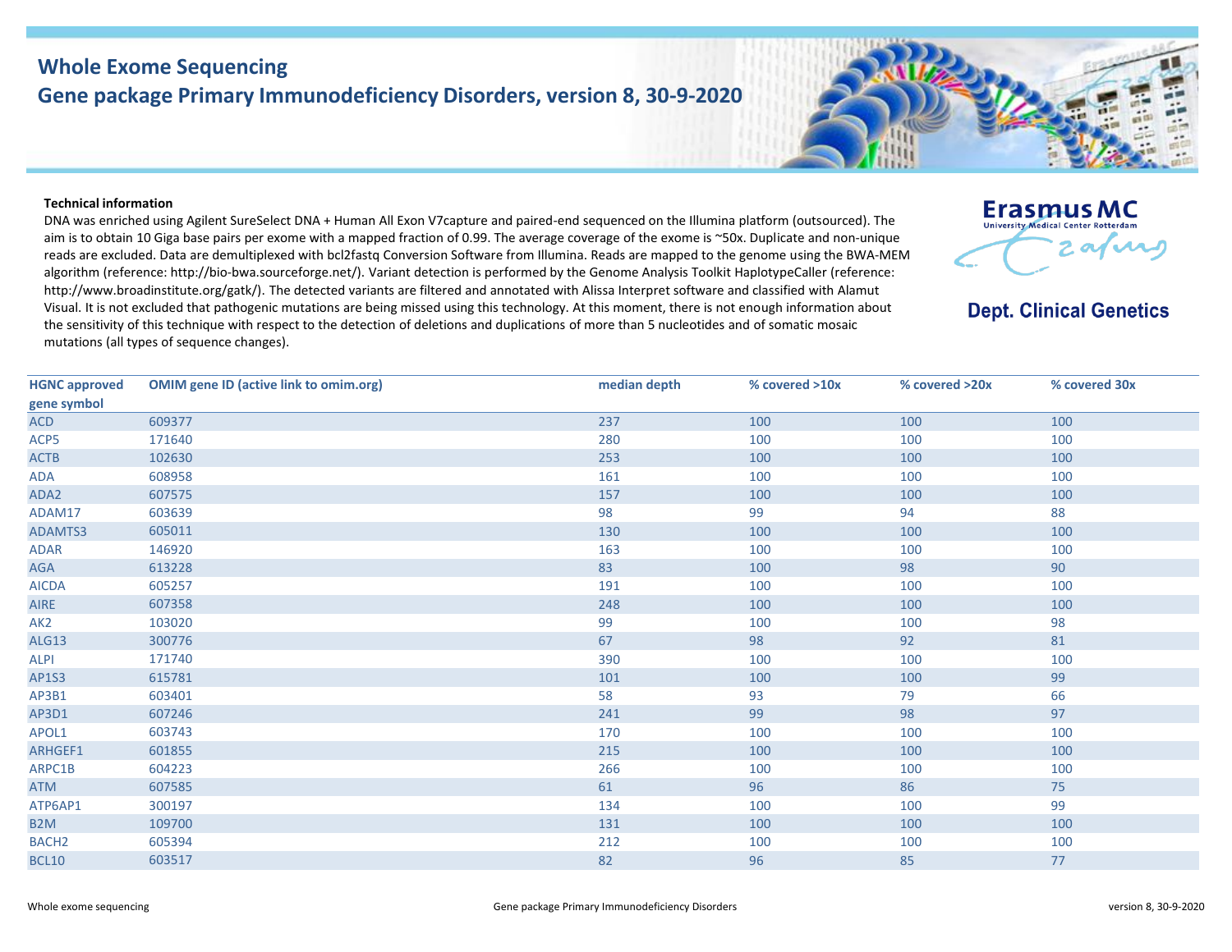# Whole Exome Sequencing
## Gene package Primary Immunodeficiency Disorders, version 8, 30-9-2020

Erasmus MC
University Medical Center Rotterdam

**Dept. Clinical Genetics**

**Technical information**

DNA was enriched using Agilent SureSelect DNA + Human All Exon V7capture and paired-end sequenced on the Illumina platform (outsourced). The aim is to obtain 10 Giga base pairs per exome with a mapped fraction of 0.99. The average coverage of the exome is ~50x. Duplicate and non-unique reads are excluded. Data are demultiplexed with bcl2fastq Conversion Software from Illumina. Reads are mapped to the genome using the BWA-MEM algorithm (reference: http://bio-bwa.sourceforge.net/). Variant detection is performed by the Genome Analysis Toolkit HaplotypeCaller (reference: http://www.broadinstitute.org/gatk/). The detected variants are filtered and annotated with Alissa Interpret software and classified with Alamut Visual. It is not excluded that pathogenic mutations are being missed using this technology. At this moment, there is not enough information about the sensitivity of this technique with respect to the detection of deletions and duplications of more than 5 nucleotides and of somatic mosaic mutations (all types of sequence changes).

| HGNC approved gene symbol | OMIM gene ID (active link to omim.org) | median depth | % covered >10x | % covered >20x | % covered 30x |
|---|---|---|---|---|---|
| ACD | 609377 | 237 | 100 | 100 | 100 |
| ACP5 | 171640 | 280 | 100 | 100 | 100 |
| ACTB | 102630 | 253 | 100 | 100 | 100 |
| ADA | 608958 | 161 | 100 | 100 | 100 |
| ADA2 | 607575 | 157 | 100 | 100 | 100 |
| ADAM17 | 603639 | 98 | 99 | 94 | 88 |
| ADAMTS3 | 605011 | 130 | 100 | 100 | 100 |
| ADAR | 146920 | 163 | 100 | 100 | 100 |
| AGA | 613228 | 83 | 100 | 98 | 90 |
| AICDA | 605257 | 191 | 100 | 100 | 100 |
| AIRE | 607358 | 248 | 100 | 100 | 100 |
| AK2 | 103020 | 99 | 100 | 100 | 98 |
| ALG13 | 300776 | 67 | 98 | 92 | 81 |
| ALPI | 171740 | 390 | 100 | 100 | 100 |
| AP1S3 | 615781 | 101 | 100 | 100 | 99 |
| AP3B1 | 603401 | 58 | 93 | 79 | 66 |
| AP3D1 | 607246 | 241 | 99 | 98 | 97 |
| APOL1 | 603743 | 170 | 100 | 100 | 100 |
| ARHGEF1 | 601855 | 215 | 100 | 100 | 100 |
| ARPC1B | 604223 | 266 | 100 | 100 | 100 |
| ATM | 607585 | 61 | 96 | 86 | 75 |
| ATP6AP1 | 300197 | 134 | 100 | 100 | 99 |
| B2M | 109700 | 131 | 100 | 100 | 100 |
| BACH2 | 605394 | 212 | 100 | 100 | 100 |
| BCL10 | 603517 | 82 | 96 | 85 | 77 |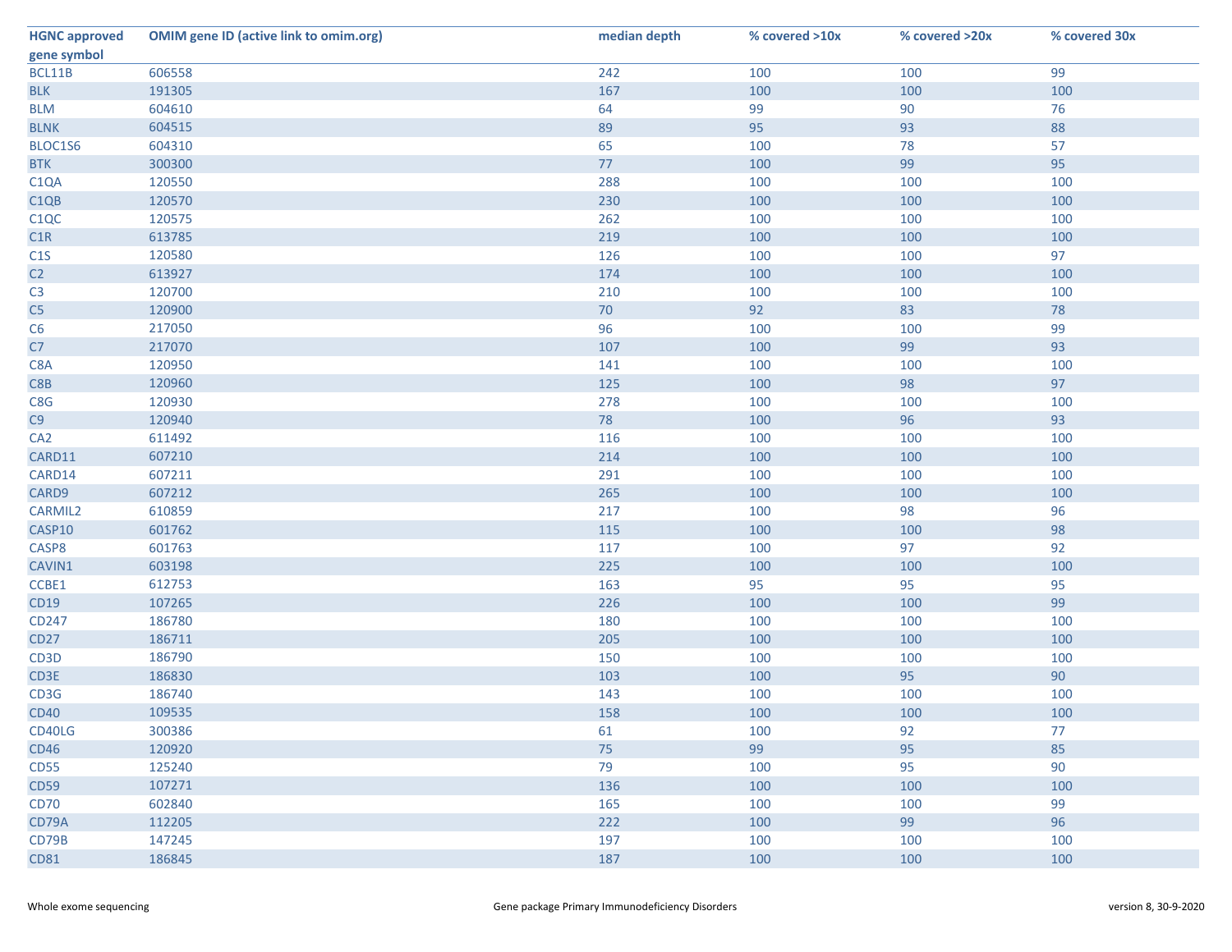| HGNC approved gene symbol | OMIM gene ID (active link to omim.org) | median depth | % covered >10x | % covered >20x | % covered 30x |
|---|---|---|---|---|---|
| BCL11B | 606558 | 242 | 100 | 100 | 99 |
| BLK | 191305 | 167 | 100 | 100 | 100 |
| BLM | 604610 | 64 | 99 | 90 | 76 |
| BLNK | 604515 | 89 | 95 | 93 | 88 |
| BLOC1S6 | 604310 | 65 | 100 | 78 | 57 |
| BTK | 300300 | 77 | 100 | 99 | 95 |
| C1QA | 120550 | 288 | 100 | 100 | 100 |
| C1QB | 120570 | 230 | 100 | 100 | 100 |
| C1QC | 120575 | 262 | 100 | 100 | 100 |
| C1R | 613785 | 219 | 100 | 100 | 100 |
| C1S | 120580 | 126 | 100 | 100 | 97 |
| C2 | 613927 | 174 | 100 | 100 | 100 |
| C3 | 120700 | 210 | 100 | 100 | 100 |
| C5 | 120900 | 70 | 92 | 83 | 78 |
| C6 | 217050 | 96 | 100 | 100 | 99 |
| C7 | 217070 | 107 | 100 | 99 | 93 |
| C8A | 120950 | 141 | 100 | 100 | 100 |
| C8B | 120960 | 125 | 100 | 98 | 97 |
| C8G | 120930 | 278 | 100 | 100 | 100 |
| C9 | 120940 | 78 | 100 | 96 | 93 |
| CA2 | 611492 | 116 | 100 | 100 | 100 |
| CARD11 | 607210 | 214 | 100 | 100 | 100 |
| CARD14 | 607211 | 291 | 100 | 100 | 100 |
| CARD9 | 607212 | 265 | 100 | 100 | 100 |
| CARMIL2 | 610859 | 217 | 100 | 98 | 96 |
| CASP10 | 601762 | 115 | 100 | 100 | 98 |
| CASP8 | 601763 | 117 | 100 | 97 | 92 |
| CAVIN1 | 603198 | 225 | 100 | 100 | 100 |
| CCBE1 | 612753 | 163 | 95 | 95 | 95 |
| CD19 | 107265 | 226 | 100 | 100 | 99 |
| CD247 | 186780 | 180 | 100 | 100 | 100 |
| CD27 | 186711 | 205 | 100 | 100 | 100 |
| CD3D | 186790 | 150 | 100 | 100 | 100 |
| CD3E | 186830 | 103 | 100 | 95 | 90 |
| CD3G | 186740 | 143 | 100 | 100 | 100 |
| CD40 | 109535 | 158 | 100 | 100 | 100 |
| CD40LG | 300386 | 61 | 100 | 92 | 77 |
| CD46 | 120920 | 75 | 99 | 95 | 85 |
| CD55 | 125240 | 79 | 100 | 95 | 90 |
| CD59 | 107271 | 136 | 100 | 100 | 100 |
| CD70 | 602840 | 165 | 100 | 100 | 99 |
| CD79A | 112205 | 222 | 100 | 99 | 96 |
| CD79B | 147245 | 197 | 100 | 100 | 100 |
| CD81 | 186845 | 187 | 100 | 100 | 100 |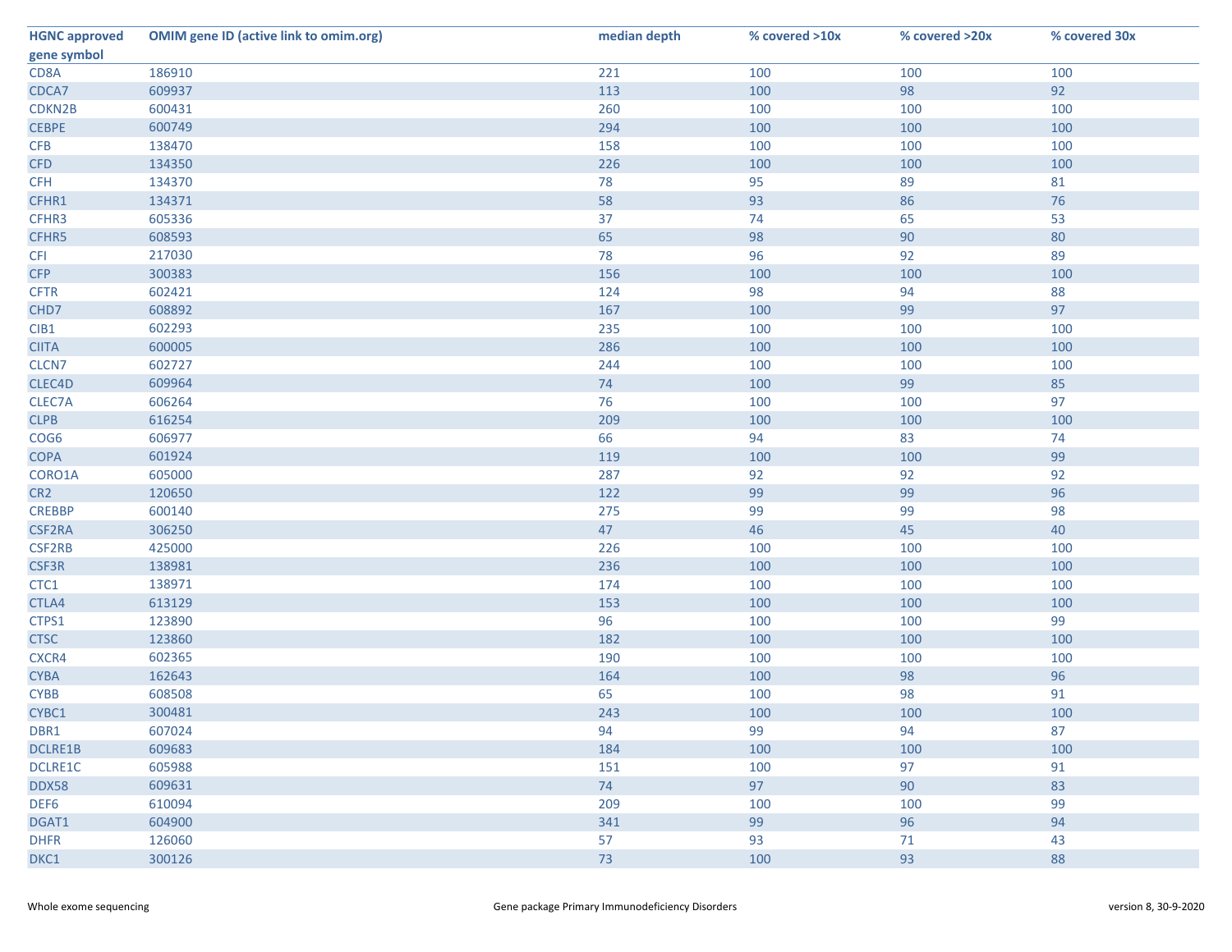| HGNC approved gene symbol | OMIM gene ID (active link to omim.org) | median depth | % covered >10x | % covered >20x | % covered 30x |
|---|---|---|---|---|---|
| CD8A | 186910 | 221 | 100 | 100 | 100 |
| CDCA7 | 609937 | 113 | 100 | 98 | 92 |
| CDKN2B | 600431 | 260 | 100 | 100 | 100 |
| CEBPE | 600749 | 294 | 100 | 100 | 100 |
| CFB | 138470 | 158 | 100 | 100 | 100 |
| CFD | 134350 | 226 | 100 | 100 | 100 |
| CFH | 134370 | 78 | 95 | 89 | 81 |
| CFHR1 | 134371 | 58 | 93 | 86 | 76 |
| CFHR3 | 605336 | 37 | 74 | 65 | 53 |
| CFHR5 | 608593 | 65 | 98 | 90 | 80 |
| CFI | 217030 | 78 | 96 | 92 | 89 |
| CFP | 300383 | 156 | 100 | 100 | 100 |
| CFTR | 602421 | 124 | 98 | 94 | 88 |
| CHD7 | 608892 | 167 | 100 | 99 | 97 |
| CIB1 | 602293 | 235 | 100 | 100 | 100 |
| CIITA | 600005 | 286 | 100 | 100 | 100 |
| CLCN7 | 602727 | 244 | 100 | 100 | 100 |
| CLEC4D | 609964 | 74 | 100 | 99 | 85 |
| CLEC7A | 606264 | 76 | 100 | 100 | 97 |
| CLPB | 616254 | 209 | 100 | 100 | 100 |
| COG6 | 606977 | 66 | 94 | 83 | 74 |
| COPA | 601924 | 119 | 100 | 100 | 99 |
| CORO1A | 605000 | 287 | 92 | 92 | 92 |
| CR2 | 120650 | 122 | 99 | 99 | 96 |
| CREBBP | 600140 | 275 | 99 | 99 | 98 |
| CSF2RA | 306250 | 47 | 46 | 45 | 40 |
| CSF2RB | 425000 | 226 | 100 | 100 | 100 |
| CSF3R | 138981 | 236 | 100 | 100 | 100 |
| CTC1 | 138971 | 174 | 100 | 100 | 100 |
| CTLA4 | 613129 | 153 | 100 | 100 | 100 |
| CTPS1 | 123890 | 96 | 100 | 100 | 99 |
| CTSC | 123860 | 182 | 100 | 100 | 100 |
| CXCR4 | 602365 | 190 | 100 | 100 | 100 |
| CYBA | 162643 | 164 | 100 | 98 | 96 |
| CYBB | 608508 | 65 | 100 | 98 | 91 |
| CYBC1 | 300481 | 243 | 100 | 100 | 100 |
| DBR1 | 607024 | 94 | 99 | 94 | 87 |
| DCLRE1B | 609683 | 184 | 100 | 100 | 100 |
| DCLRE1C | 605988 | 151 | 100 | 97 | 91 |
| DDX58 | 609631 | 74 | 97 | 90 | 83 |
| DEF6 | 610094 | 209 | 100 | 100 | 99 |
| DGAT1 | 604900 | 341 | 99 | 96 | 94 |
| DHFR | 126060 | 57 | 93 | 71 | 43 |
| DKC1 | 300126 | 73 | 100 | 93 | 88 |

Whole exome sequencing — Gene package Primary Immunodeficiency Disorders — version 8, 30-9-2020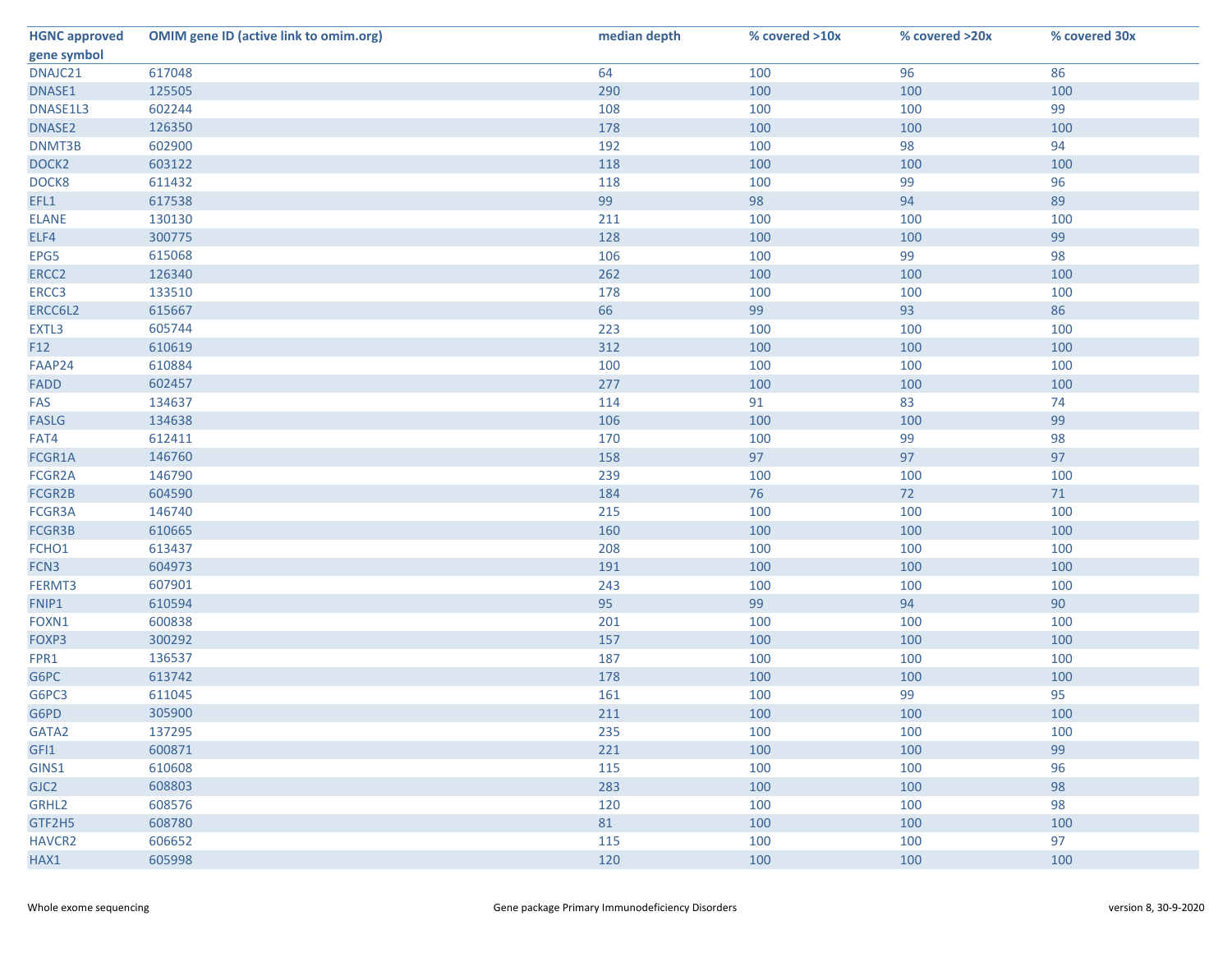| HGNC approved gene symbol | OMIM gene ID (active link to omim.org) | median depth | % covered >10x | % covered >20x | % covered 30x |
|---|---|---|---|---|---|
| DNAJC21 | 617048 | 64 | 100 | 96 | 86 |
| DNASE1 | 125505 | 290 | 100 | 100 | 100 |
| DNASE1L3 | 602244 | 108 | 100 | 100 | 99 |
| DNASE2 | 126350 | 178 | 100 | 100 | 100 |
| DNMT3B | 602900 | 192 | 100 | 98 | 94 |
| DOCK2 | 603122 | 118 | 100 | 100 | 100 |
| DOCK8 | 611432 | 118 | 100 | 99 | 96 |
| EFL1 | 617538 | 99 | 98 | 94 | 89 |
| ELANE | 130130 | 211 | 100 | 100 | 100 |
| ELF4 | 300775 | 128 | 100 | 100 | 99 |
| EPG5 | 615068 | 106 | 100 | 99 | 98 |
| ERCC2 | 126340 | 262 | 100 | 100 | 100 |
| ERCC3 | 133510 | 178 | 100 | 100 | 100 |
| ERCC6L2 | 615667 | 66 | 99 | 93 | 86 |
| EXTL3 | 605744 | 223 | 100 | 100 | 100 |
| F12 | 610619 | 312 | 100 | 100 | 100 |
| FAAP24 | 610884 | 100 | 100 | 100 | 100 |
| FADD | 602457 | 277 | 100 | 100 | 100 |
| FAS | 134637 | 114 | 91 | 83 | 74 |
| FASLG | 134638 | 106 | 100 | 100 | 99 |
| FAT4 | 612411 | 170 | 100 | 99 | 98 |
| FCGR1A | 146760 | 158 | 97 | 97 | 97 |
| FCGR2A | 146790 | 239 | 100 | 100 | 100 |
| FCGR2B | 604590 | 184 | 76 | 72 | 71 |
| FCGR3A | 146740 | 215 | 100 | 100 | 100 |
| FCGR3B | 610665 | 160 | 100 | 100 | 100 |
| FCHO1 | 613437 | 208 | 100 | 100 | 100 |
| FCN3 | 604973 | 191 | 100 | 100 | 100 |
| FERMT3 | 607901 | 243 | 100 | 100 | 100 |
| FNIP1 | 610594 | 95 | 99 | 94 | 90 |
| FOXN1 | 600838 | 201 | 100 | 100 | 100 |
| FOXP3 | 300292 | 157 | 100 | 100 | 100 |
| FPR1 | 136537 | 187 | 100 | 100 | 100 |
| G6PC | 613742 | 178 | 100 | 100 | 100 |
| G6PC3 | 611045 | 161 | 100 | 99 | 95 |
| G6PD | 305900 | 211 | 100 | 100 | 100 |
| GATA2 | 137295 | 235 | 100 | 100 | 100 |
| GFI1 | 600871 | 221 | 100 | 100 | 99 |
| GINS1 | 610608 | 115 | 100 | 100 | 96 |
| GJC2 | 608803 | 283 | 100 | 100 | 98 |
| GRHL2 | 608576 | 120 | 100 | 100 | 98 |
| GTF2H5 | 608780 | 81 | 100 | 100 | 100 |
| HAVCR2 | 606652 | 115 | 100 | 100 | 97 |
| HAX1 | 605998 | 120 | 100 | 100 | 100 |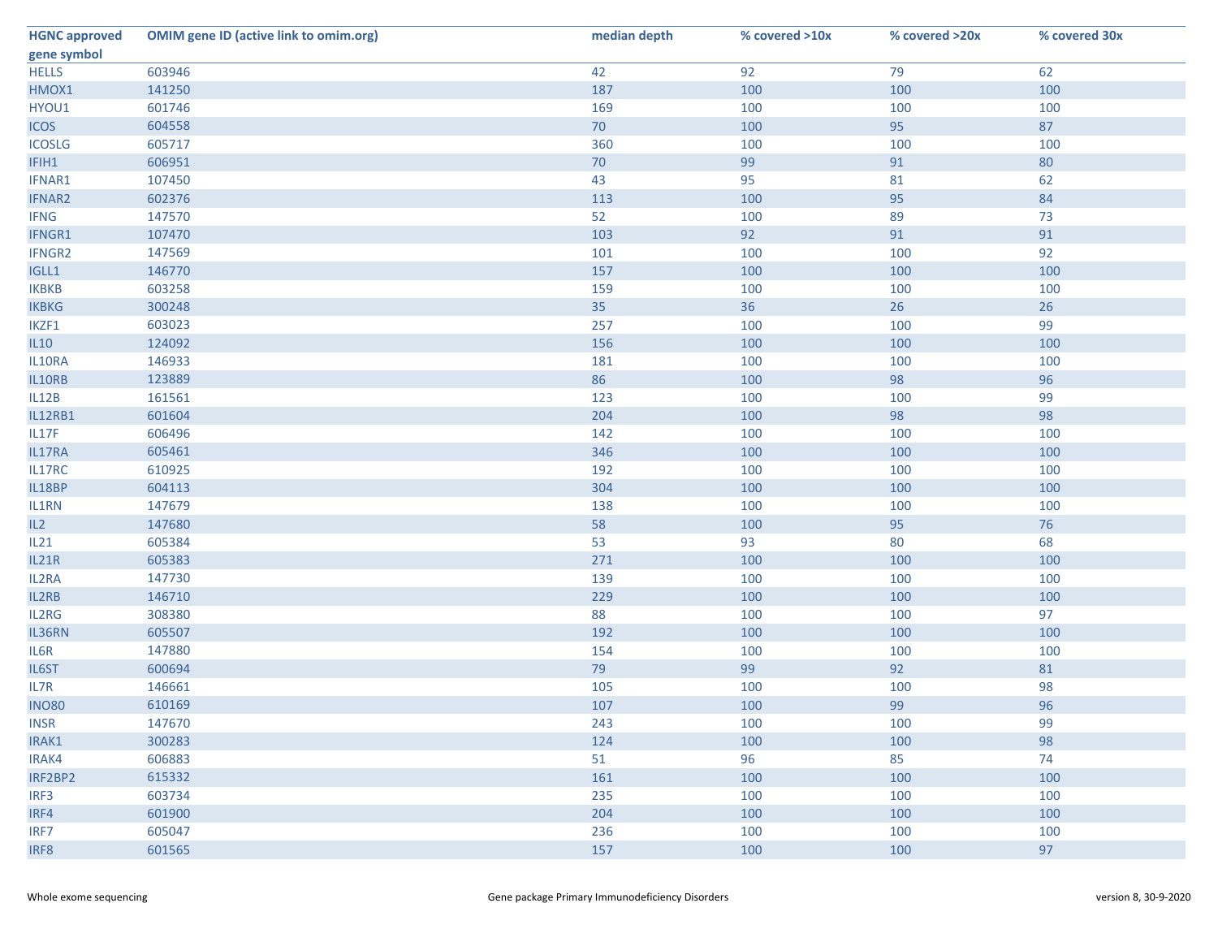| HGNC approved gene symbol | OMIM gene ID (active link to omim.org) | median depth | % covered >10x | % covered >20x | % covered 30x |
|---|---|---|---|---|---|
| HELLS | 603946 | 42 | 92 | 79 | 62 |
| HMOX1 | 141250 | 187 | 100 | 100 | 100 |
| HYOU1 | 601746 | 169 | 100 | 100 | 100 |
| ICOS | 604558 | 70 | 100 | 95 | 87 |
| ICOSLG | 605717 | 360 | 100 | 100 | 100 |
| IFIH1 | 606951 | 70 | 99 | 91 | 80 |
| IFNAR1 | 107450 | 43 | 95 | 81 | 62 |
| IFNAR2 | 602376 | 113 | 100 | 95 | 84 |
| IFNG | 147570 | 52 | 100 | 89 | 73 |
| IFNGR1 | 107470 | 103 | 92 | 91 | 91 |
| IFNGR2 | 147569 | 101 | 100 | 100 | 92 |
| IGLL1 | 146770 | 157 | 100 | 100 | 100 |
| IKBKB | 603258 | 159 | 100 | 100 | 100 |
| IKBKG | 300248 | 35 | 36 | 26 | 26 |
| IKZF1 | 603023 | 257 | 100 | 100 | 99 |
| IL10 | 124092 | 156 | 100 | 100 | 100 |
| IL10RA | 146933 | 181 | 100 | 100 | 100 |
| IL10RB | 123889 | 86 | 100 | 98 | 96 |
| IL12B | 161561 | 123 | 100 | 100 | 99 |
| IL12RB1 | 601604 | 204 | 100 | 98 | 98 |
| IL17F | 606496 | 142 | 100 | 100 | 100 |
| IL17RA | 605461 | 346 | 100 | 100 | 100 |
| IL17RC | 610925 | 192 | 100 | 100 | 100 |
| IL18BP | 604113 | 304 | 100 | 100 | 100 |
| IL1RN | 147679 | 138 | 100 | 100 | 100 |
| IL2 | 147680 | 58 | 100 | 95 | 76 |
| IL21 | 605384 | 53 | 93 | 80 | 68 |
| IL21R | 605383 | 271 | 100 | 100 | 100 |
| IL2RA | 147730 | 139 | 100 | 100 | 100 |
| IL2RB | 146710 | 229 | 100 | 100 | 100 |
| IL2RG | 308380 | 88 | 100 | 100 | 97 |
| IL36RN | 605507 | 192 | 100 | 100 | 100 |
| IL6R | 147880 | 154 | 100 | 100 | 100 |
| IL6ST | 600694 | 79 | 99 | 92 | 81 |
| IL7R | 146661 | 105 | 100 | 100 | 98 |
| INO80 | 610169 | 107 | 100 | 99 | 96 |
| INSR | 147670 | 243 | 100 | 100 | 99 |
| IRAK1 | 300283 | 124 | 100 | 100 | 98 |
| IRAK4 | 606883 | 51 | 96 | 85 | 74 |
| IRF2BP2 | 615332 | 161 | 100 | 100 | 100 |
| IRF3 | 603734 | 235 | 100 | 100 | 100 |
| IRF4 | 601900 | 204 | 100 | 100 | 100 |
| IRF7 | 605047 | 236 | 100 | 100 | 100 |
| IRF8 | 601565 | 157 | 100 | 100 | 97 |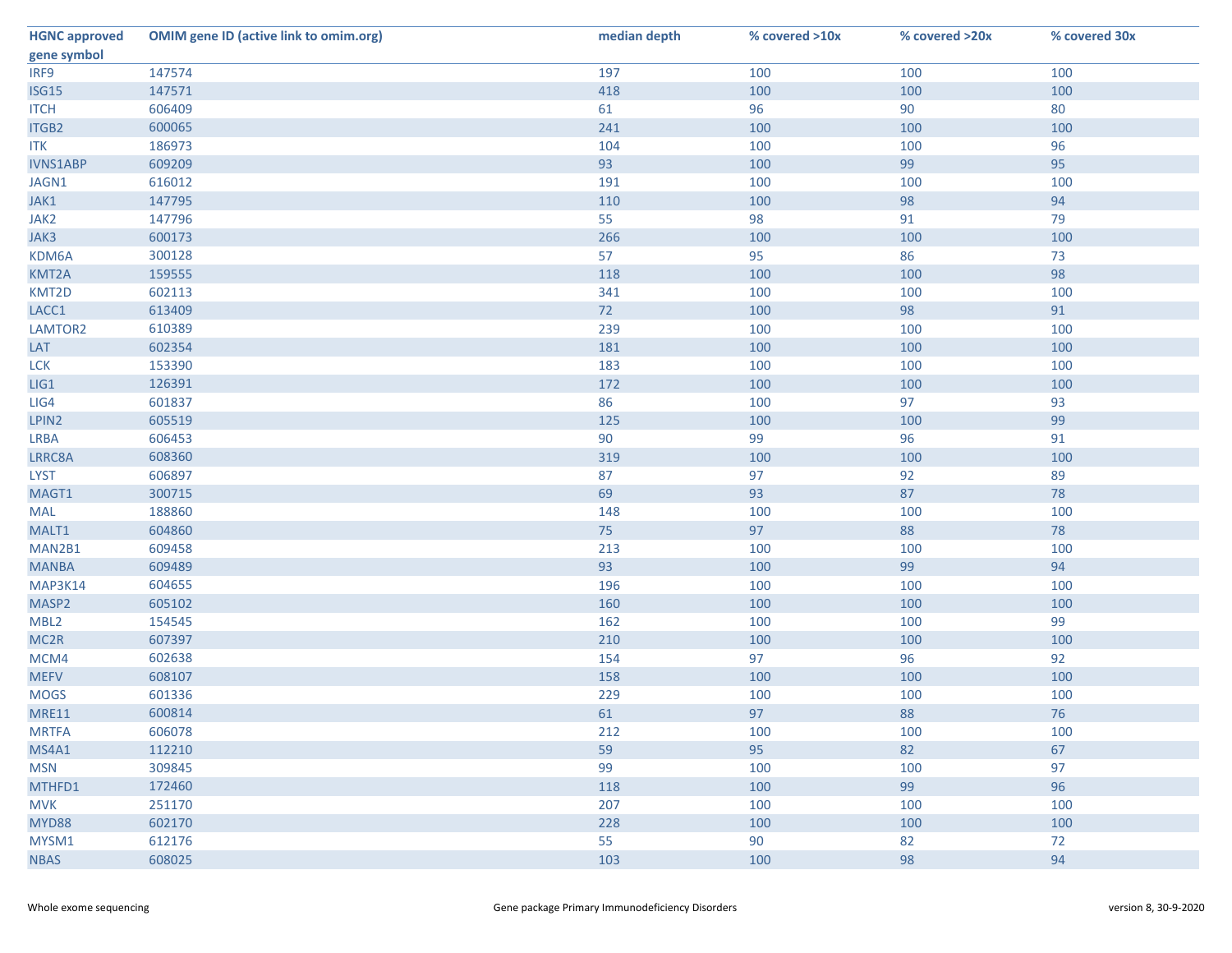| HGNC approved gene symbol | OMIM gene ID (active link to omim.org) | median depth | % covered >10x | % covered >20x | % covered 30x |
|---|---|---|---|---|---|
| IRF9 | 147574 | 197 | 100 | 100 | 100 |
| ISG15 | 147571 | 418 | 100 | 100 | 100 |
| ITCH | 606409 | 61 | 96 | 90 | 80 |
| ITGB2 | 600065 | 241 | 100 | 100 | 100 |
| ITK | 186973 | 104 | 100 | 100 | 96 |
| IVNS1ABP | 609209 | 93 | 100 | 99 | 95 |
| JAGN1 | 616012 | 191 | 100 | 100 | 100 |
| JAK1 | 147795 | 110 | 100 | 98 | 94 |
| JAK2 | 147796 | 55 | 98 | 91 | 79 |
| JAK3 | 600173 | 266 | 100 | 100 | 100 |
| KDM6A | 300128 | 57 | 95 | 86 | 73 |
| KMT2A | 159555 | 118 | 100 | 100 | 98 |
| KMT2D | 602113 | 341 | 100 | 100 | 100 |
| LACC1 | 613409 | 72 | 100 | 98 | 91 |
| LAMTOR2 | 610389 | 239 | 100 | 100 | 100 |
| LAT | 602354 | 181 | 100 | 100 | 100 |
| LCK | 153390 | 183 | 100 | 100 | 100 |
| LIG1 | 126391 | 172 | 100 | 100 | 100 |
| LIG4 | 601837 | 86 | 100 | 97 | 93 |
| LPIN2 | 605519 | 125 | 100 | 100 | 99 |
| LRBA | 606453 | 90 | 99 | 96 | 91 |
| LRRC8A | 608360 | 319 | 100 | 100 | 100 |
| LYST | 606897 | 87 | 97 | 92 | 89 |
| MAGT1 | 300715 | 69 | 93 | 87 | 78 |
| MAL | 188860 | 148 | 100 | 100 | 100 |
| MALT1 | 604860 | 75 | 97 | 88 | 78 |
| MAN2B1 | 609458 | 213 | 100 | 100 | 100 |
| MANBA | 609489 | 93 | 100 | 99 | 94 |
| MAP3K14 | 604655 | 196 | 100 | 100 | 100 |
| MASP2 | 605102 | 160 | 100 | 100 | 100 |
| MBL2 | 154545 | 162 | 100 | 100 | 99 |
| MC2R | 607397 | 210 | 100 | 100 | 100 |
| MCM4 | 602638 | 154 | 97 | 96 | 92 |
| MEFV | 608107 | 158 | 100 | 100 | 100 |
| MOGS | 601336 | 229 | 100 | 100 | 100 |
| MRE11 | 600814 | 61 | 97 | 88 | 76 |
| MRTFA | 606078 | 212 | 100 | 100 | 100 |
| MS4A1 | 112210 | 59 | 95 | 82 | 67 |
| MSN | 309845 | 99 | 100 | 100 | 97 |
| MTHFD1 | 172460 | 118 | 100 | 99 | 96 |
| MVK | 251170 | 207 | 100 | 100 | 100 |
| MYD88 | 602170 | 228 | 100 | 100 | 100 |
| MYSM1 | 612176 | 55 | 90 | 82 | 72 |
| NBAS | 608025 | 103 | 100 | 98 | 94 |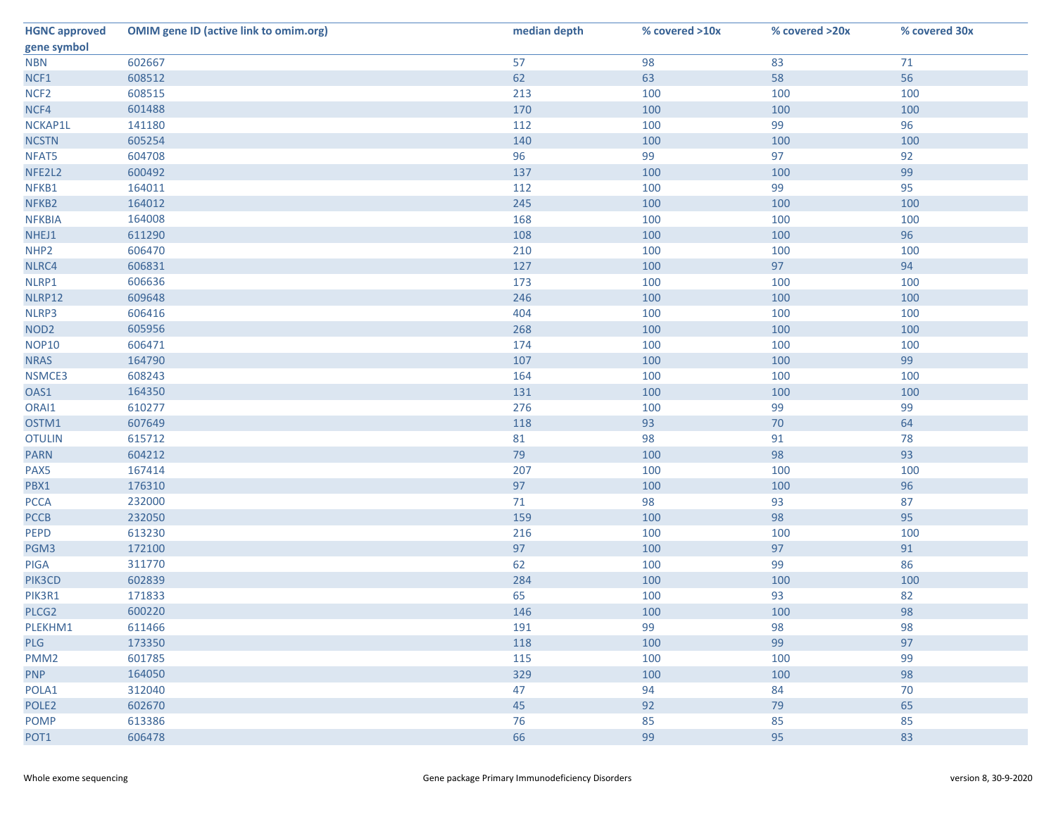| HGNC approved gene symbol | OMIM gene ID (active link to omim.org) | median depth | % covered >10x | % covered >20x | % covered 30x |
|---|---|---|---|---|---|
| NBN | 602667 | 57 | 98 | 83 | 71 |
| NCF1 | 608512 | 62 | 63 | 58 | 56 |
| NCF2 | 608515 | 213 | 100 | 100 | 100 |
| NCF4 | 601488 | 170 | 100 | 100 | 100 |
| NCKAP1L | 141180 | 112 | 100 | 99 | 96 |
| NCSTN | 605254 | 140 | 100 | 100 | 100 |
| NFAT5 | 604708 | 96 | 99 | 97 | 92 |
| NFE2L2 | 600492 | 137 | 100 | 100 | 99 |
| NFKB1 | 164011 | 112 | 100 | 99 | 95 |
| NFKB2 | 164012 | 245 | 100 | 100 | 100 |
| NFKBIA | 164008 | 168 | 100 | 100 | 100 |
| NHEJ1 | 611290 | 108 | 100 | 100 | 96 |
| NHP2 | 606470 | 210 | 100 | 100 | 100 |
| NLRC4 | 606831 | 127 | 100 | 97 | 94 |
| NLRP1 | 606636 | 173 | 100 | 100 | 100 |
| NLRP12 | 609648 | 246 | 100 | 100 | 100 |
| NLRP3 | 606416 | 404 | 100 | 100 | 100 |
| NOD2 | 605956 | 268 | 100 | 100 | 100 |
| NOP10 | 606471 | 174 | 100 | 100 | 100 |
| NRAS | 164790 | 107 | 100 | 100 | 99 |
| NSMCE3 | 608243 | 164 | 100 | 100 | 100 |
| OAS1 | 164350 | 131 | 100 | 100 | 100 |
| ORAI1 | 610277 | 276 | 100 | 99 | 99 |
| OSTM1 | 607649 | 118 | 93 | 70 | 64 |
| OTULIN | 615712 | 81 | 98 | 91 | 78 |
| PARN | 604212 | 79 | 100 | 98 | 93 |
| PAX5 | 167414 | 207 | 100 | 100 | 100 |
| PBX1 | 176310 | 97 | 100 | 100 | 96 |
| PCCA | 232000 | 71 | 98 | 93 | 87 |
| PCCB | 232050 | 159 | 100 | 98 | 95 |
| PEPD | 613230 | 216 | 100 | 100 | 100 |
| PGM3 | 172100 | 97 | 100 | 97 | 91 |
| PIGA | 311770 | 62 | 100 | 99 | 86 |
| PIK3CD | 602839 | 284 | 100 | 100 | 100 |
| PIK3R1 | 171833 | 65 | 100 | 93 | 82 |
| PLCG2 | 600220 | 146 | 100 | 100 | 98 |
| PLEKHM1 | 611466 | 191 | 99 | 98 | 98 |
| PLG | 173350 | 118 | 100 | 99 | 97 |
| PMM2 | 601785 | 115 | 100 | 100 | 99 |
| PNP | 164050 | 329 | 100 | 100 | 98 |
| POLA1 | 312040 | 47 | 94 | 84 | 70 |
| POLE2 | 602670 | 45 | 92 | 79 | 65 |
| POMP | 613386 | 76 | 85 | 85 | 85 |
| POT1 | 606478 | 66 | 99 | 95 | 83 |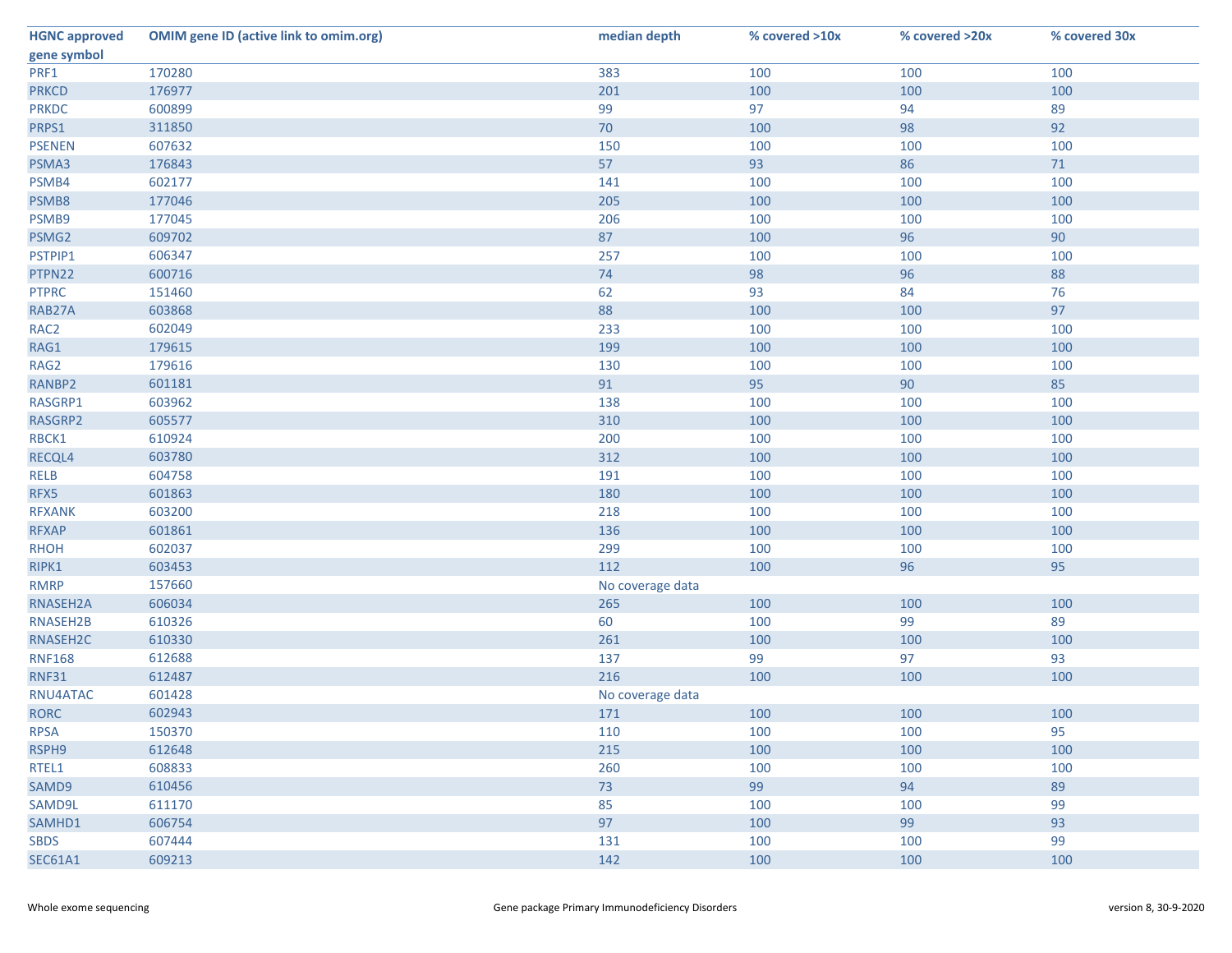| HGNC approved gene symbol | OMIM gene ID (active link to omim.org) | median depth | % covered >10x | % covered >20x | % covered 30x |
|---|---|---|---|---|---|
| PRF1 | 170280 | 383 | 100 | 100 | 100 |
| PRKCD | 176977 | 201 | 100 | 100 | 100 |
| PRKDC | 600899 | 99 | 97 | 94 | 89 |
| PRPS1 | 311850 | 70 | 100 | 98 | 92 |
| PSENEN | 607632 | 150 | 100 | 100 | 100 |
| PSMA3 | 176843 | 57 | 93 | 86 | 71 |
| PSMB4 | 602177 | 141 | 100 | 100 | 100 |
| PSMB8 | 177046 | 205 | 100 | 100 | 100 |
| PSMB9 | 177045 | 206 | 100 | 100 | 100 |
| PSMG2 | 609702 | 87 | 100 | 96 | 90 |
| PSTPIP1 | 606347 | 257 | 100 | 100 | 100 |
| PTPN22 | 600716 | 74 | 98 | 96 | 88 |
| PTPRC | 151460 | 62 | 93 | 84 | 76 |
| RAB27A | 603868 | 88 | 100 | 100 | 97 |
| RAC2 | 602049 | 233 | 100 | 100 | 100 |
| RAG1 | 179615 | 199 | 100 | 100 | 100 |
| RAG2 | 179616 | 130 | 100 | 100 | 100 |
| RANBP2 | 601181 | 91 | 95 | 90 | 85 |
| RASGRP1 | 603962 | 138 | 100 | 100 | 100 |
| RASGRP2 | 605577 | 310 | 100 | 100 | 100 |
| RBCK1 | 610924 | 200 | 100 | 100 | 100 |
| RECQL4 | 603780 | 312 | 100 | 100 | 100 |
| RELB | 604758 | 191 | 100 | 100 | 100 |
| RFX5 | 601863 | 180 | 100 | 100 | 100 |
| RFXANK | 603200 | 218 | 100 | 100 | 100 |
| RFXAP | 601861 | 136 | 100 | 100 | 100 |
| RHOH | 602037 | 299 | 100 | 100 | 100 |
| RIPK1 | 603453 | 112 | 100 | 96 | 95 |
| RMRP | 157660 | No coverage data | | | |
| RNASEH2A | 606034 | 265 | 100 | 100 | 100 |
| RNASEH2B | 610326 | 60 | 100 | 99 | 89 |
| RNASEH2C | 610330 | 261 | 100 | 100 | 100 |
| RNF168 | 612688 | 137 | 99 | 97 | 93 |
| RNF31 | 612487 | 216 | 100 | 100 | 100 |
| RNU4ATAC | 601428 | No coverage data | | | |
| RORC | 602943 | 171 | 100 | 100 | 100 |
| RPSA | 150370 | 110 | 100 | 100 | 95 |
| RSPH9 | 612648 | 215 | 100 | 100 | 100 |
| RTEL1 | 608833 | 260 | 100 | 100 | 100 |
| SAMD9 | 610456 | 73 | 99 | 94 | 89 |
| SAMD9L | 611170 | 85 | 100 | 100 | 99 |
| SAMHD1 | 606754 | 97 | 100 | 99 | 93 |
| SBDS | 607444 | 131 | 100 | 100 | 99 |
| SEC61A1 | 609213 | 142 | 100 | 100 | 100 |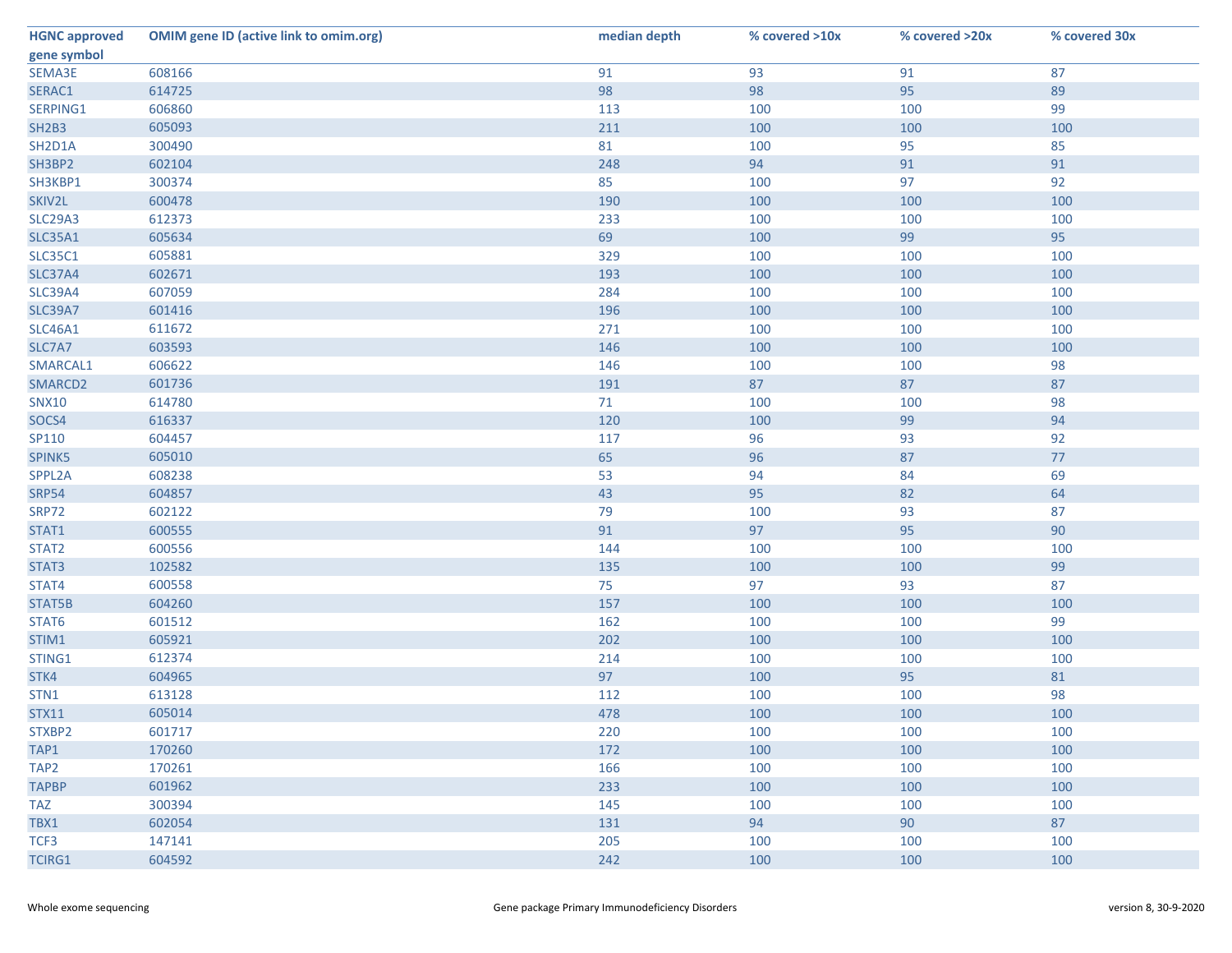| HGNC approved gene symbol | OMIM gene ID (active link to omim.org) | median depth | % covered >10x | % covered >20x | % covered 30x |
|---|---|---|---|---|---|
| SEMA3E | 608166 | 91 | 93 | 91 | 87 |
| SERAC1 | 614725 | 98 | 98 | 95 | 89 |
| SERPING1 | 606860 | 113 | 100 | 100 | 99 |
| SH2B3 | 605093 | 211 | 100 | 100 | 100 |
| SH2D1A | 300490 | 81 | 100 | 95 | 85 |
| SH3BP2 | 602104 | 248 | 94 | 91 | 91 |
| SH3KBP1 | 300374 | 85 | 100 | 97 | 92 |
| SKIV2L | 600478 | 190 | 100 | 100 | 100 |
| SLC29A3 | 612373 | 233 | 100 | 100 | 100 |
| SLC35A1 | 605634 | 69 | 100 | 99 | 95 |
| SLC35C1 | 605881 | 329 | 100 | 100 | 100 |
| SLC37A4 | 602671 | 193 | 100 | 100 | 100 |
| SLC39A4 | 607059 | 284 | 100 | 100 | 100 |
| SLC39A7 | 601416 | 196 | 100 | 100 | 100 |
| SLC46A1 | 611672 | 271 | 100 | 100 | 100 |
| SLC7A7 | 603593 | 146 | 100 | 100 | 100 |
| SMARCAL1 | 606622 | 146 | 100 | 100 | 98 |
| SMARCD2 | 601736 | 191 | 87 | 87 | 87 |
| SNX10 | 614780 | 71 | 100 | 100 | 98 |
| SOCS4 | 616337 | 120 | 100 | 99 | 94 |
| SP110 | 604457 | 117 | 96 | 93 | 92 |
| SPINK5 | 605010 | 65 | 96 | 87 | 77 |
| SPPL2A | 608238 | 53 | 94 | 84 | 69 |
| SRP54 | 604857 | 43 | 95 | 82 | 64 |
| SRP72 | 602122 | 79 | 100 | 93 | 87 |
| STAT1 | 600555 | 91 | 97 | 95 | 90 |
| STAT2 | 600556 | 144 | 100 | 100 | 100 |
| STAT3 | 102582 | 135 | 100 | 100 | 99 |
| STAT4 | 600558 | 75 | 97 | 93 | 87 |
| STAT5B | 604260 | 157 | 100 | 100 | 100 |
| STAT6 | 601512 | 162 | 100 | 100 | 99 |
| STIM1 | 605921 | 202 | 100 | 100 | 100 |
| STING1 | 612374 | 214 | 100 | 100 | 100 |
| STK4 | 604965 | 97 | 100 | 95 | 81 |
| STN1 | 613128 | 112 | 100 | 100 | 98 |
| STX11 | 605014 | 478 | 100 | 100 | 100 |
| STXBP2 | 601717 | 220 | 100 | 100 | 100 |
| TAP1 | 170260 | 172 | 100 | 100 | 100 |
| TAP2 | 170261 | 166 | 100 | 100 | 100 |
| TAPBP | 601962 | 233 | 100 | 100 | 100 |
| TAZ | 300394 | 145 | 100 | 100 | 100 |
| TBX1 | 602054 | 131 | 94 | 90 | 87 |
| TCF3 | 147141 | 205 | 100 | 100 | 100 |
| TCIRG1 | 604592 | 242 | 100 | 100 | 100 |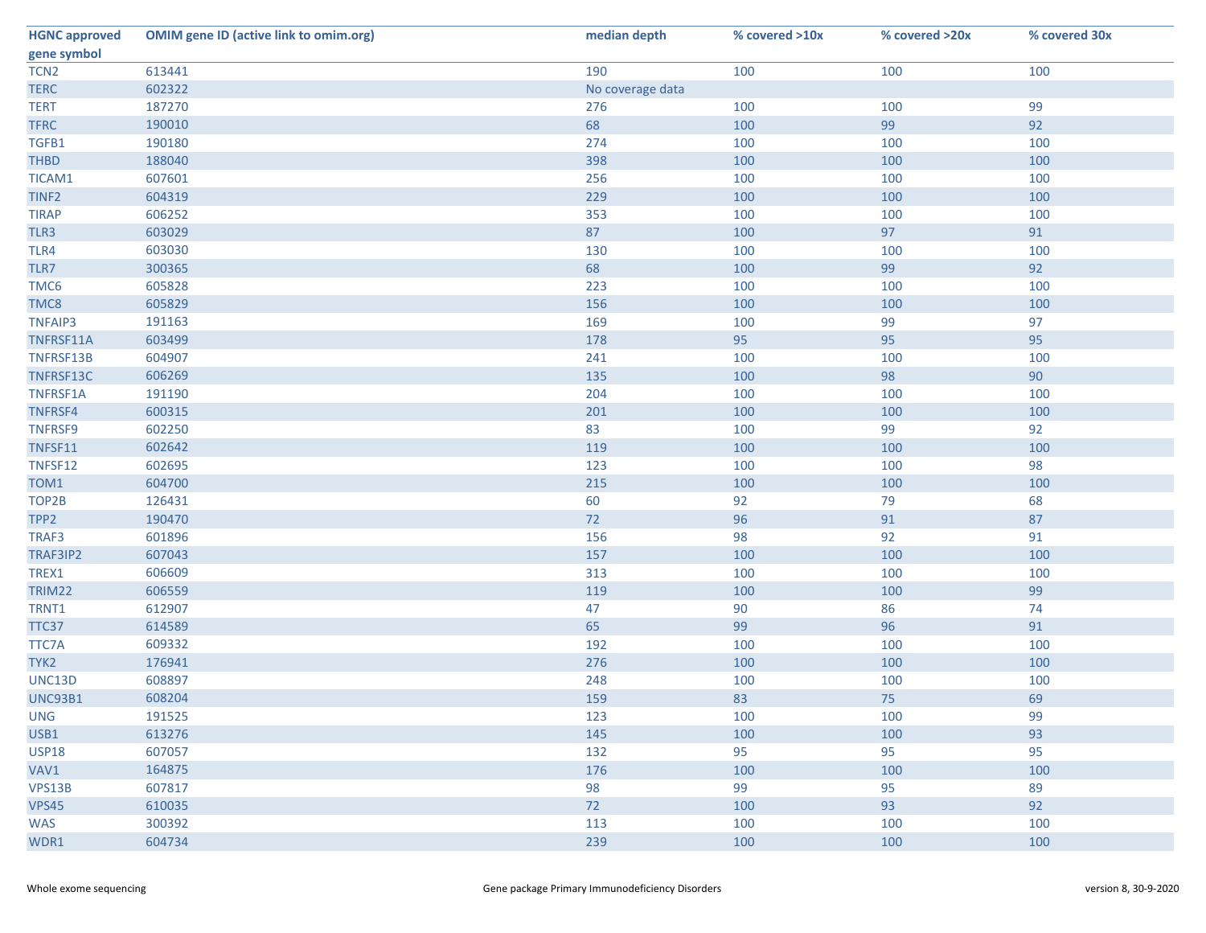| HGNC approved gene symbol | OMIM gene ID (active link to omim.org) | median depth | % covered >10x | % covered >20x | % covered 30x |
|---|---|---|---|---|---|
| TCN2 | 613441 | 190 | 100 | 100 | 100 |
| TERC | 602322 | No coverage data | | | |
| TERT | 187270 | 276 | 100 | 100 | 99 |
| TFRC | 190010 | 68 | 100 | 99 | 92 |
| TGFB1 | 190180 | 274 | 100 | 100 | 100 |
| THBD | 188040 | 398 | 100 | 100 | 100 |
| TICAM1 | 607601 | 256 | 100 | 100 | 100 |
| TINF2 | 604319 | 229 | 100 | 100 | 100 |
| TIRAP | 606252 | 353 | 100 | 100 | 100 |
| TLR3 | 603029 | 87 | 100 | 97 | 91 |
| TLR4 | 603030 | 130 | 100 | 100 | 100 |
| TLR7 | 300365 | 68 | 100 | 99 | 92 |
| TMC6 | 605828 | 223 | 100 | 100 | 100 |
| TMC8 | 605829 | 156 | 100 | 100 | 100 |
| TNFAIP3 | 191163 | 169 | 100 | 99 | 97 |
| TNFRSF11A | 603499 | 178 | 95 | 95 | 95 |
| TNFRSF13B | 604907 | 241 | 100 | 100 | 100 |
| TNFRSF13C | 606269 | 135 | 100 | 98 | 90 |
| TNFRSF1A | 191190 | 204 | 100 | 100 | 100 |
| TNFRSF4 | 600315 | 201 | 100 | 100 | 100 |
| TNFRSF9 | 602250 | 83 | 100 | 99 | 92 |
| TNFSF11 | 602642 | 119 | 100 | 100 | 100 |
| TNFSF12 | 602695 | 123 | 100 | 100 | 98 |
| TOM1 | 604700 | 215 | 100 | 100 | 100 |
| TOP2B | 126431 | 60 | 92 | 79 | 68 |
| TPP2 | 190470 | 72 | 96 | 91 | 87 |
| TRAF3 | 601896 | 156 | 98 | 92 | 91 |
| TRAF3IP2 | 607043 | 157 | 100 | 100 | 100 |
| TREX1 | 606609 | 313 | 100 | 100 | 100 |
| TRIM22 | 606559 | 119 | 100 | 100 | 99 |
| TRNT1 | 612907 | 47 | 90 | 86 | 74 |
| TTC37 | 614589 | 65 | 99 | 96 | 91 |
| TTC7A | 609332 | 192 | 100 | 100 | 100 |
| TYK2 | 176941 | 276 | 100 | 100 | 100 |
| UNC13D | 608897 | 248 | 100 | 100 | 100 |
| UNC93B1 | 608204 | 159 | 83 | 75 | 69 |
| UNG | 191525 | 123 | 100 | 100 | 99 |
| USB1 | 613276 | 145 | 100 | 100 | 93 |
| USP18 | 607057 | 132 | 95 | 95 | 95 |
| VAV1 | 164875 | 176 | 100 | 100 | 100 |
| VPS13B | 607817 | 98 | 99 | 95 | 89 |
| VPS45 | 610035 | 72 | 100 | 93 | 92 |
| WAS | 300392 | 113 | 100 | 100 | 100 |
| WDR1 | 604734 | 239 | 100 | 100 | 100 |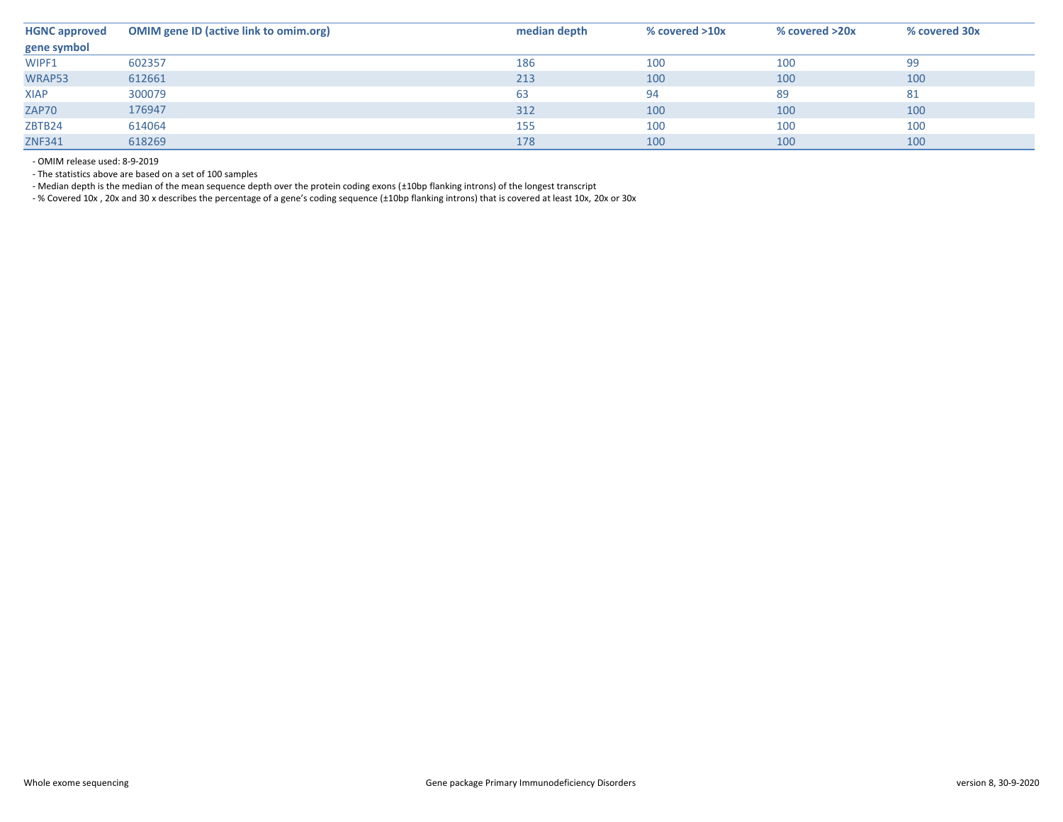| HGNC approved gene symbol | OMIM gene ID (active link to omim.org) | median depth | % covered >10x | % covered >20x | % covered 30x |
|---|---|---|---|---|---|
| WIPF1 | 602357 | 186 | 100 | 100 | 99 |
| WRAP53 | 612661 | 213 | 100 | 100 | 100 |
| XIAP | 300079 | 63 | 94 | 89 | 81 |
| ZAP70 | 176947 | 312 | 100 | 100 | 100 |
| ZBTB24 | 614064 | 155 | 100 | 100 | 100 |
| ZNF341 | 618269 | 178 | 100 | 100 | 100 |

- OMIM release used: 8-9-2019
- The statistics above are based on a set of 100 samples
- Median depth is the median of the mean sequence depth over the protein coding exons (±10bp flanking introns) of the longest transcript
- % Covered 10x , 20x and 30 x describes the percentage of a gene's coding sequence (±10bp flanking introns) that is covered at least 10x, 20x or 30x